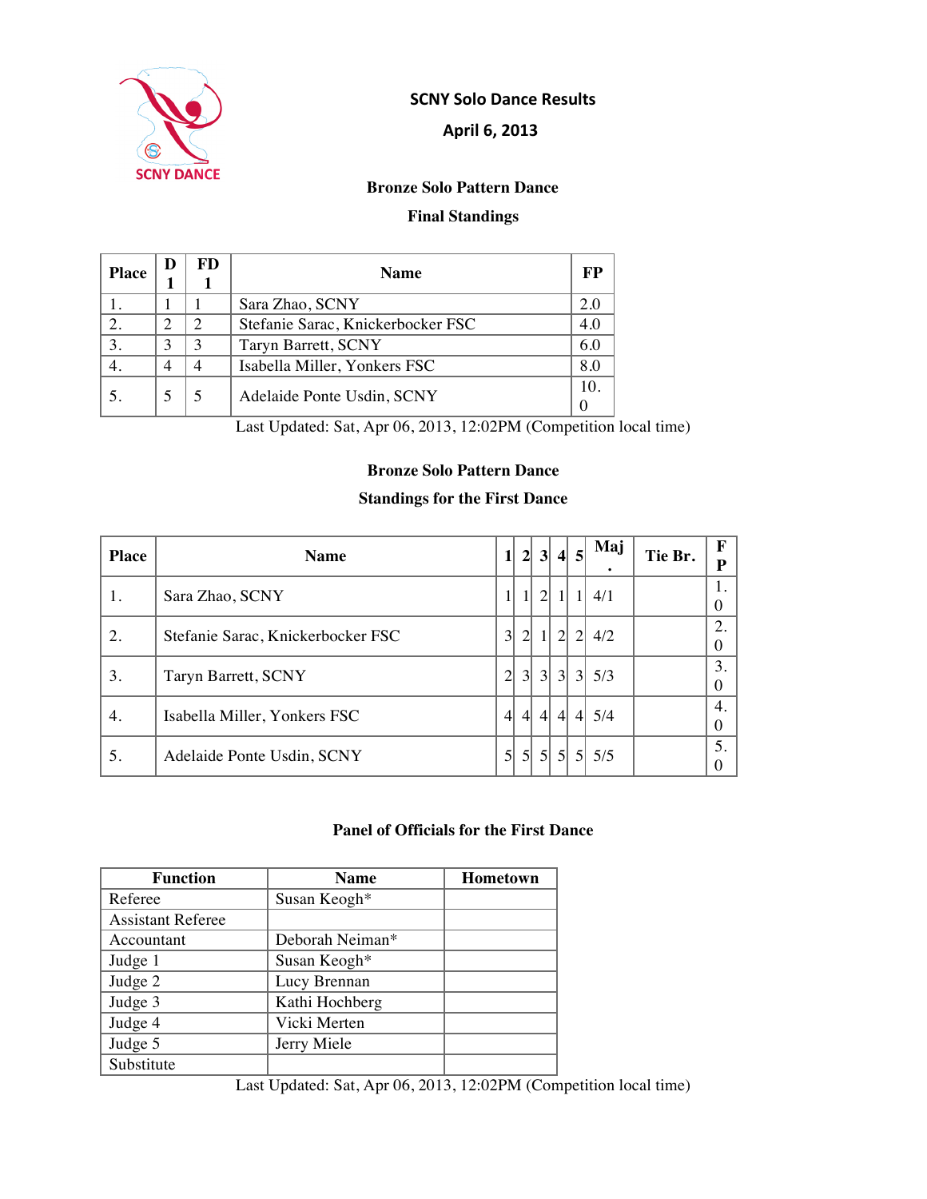SCNY DANCE

# SCNY Solo Dance Results

## April 6, 2013

### Bronze Solo Pattern Dance

### Final Standings

| Place | D 1 | FD 1 | Name | FP |
|---|---|---|---|---|
| 1. | 1 | 1 | Sara Zhao, SCNY | 2.0 |
| 2. | 2 | 2 | Stefanie Sarac, Knickerbocker FSC | 4.0 |
| 3. | 3 | 3 | Taryn Barrett, SCNY | 6.0 |
| 4. | 4 | 4 | Isabella Miller, Yonkers FSC | 8.0 |
| 5. | 5 | 5 | Adelaide Ponte Usdin, SCNY | 10.0 |

Last Updated: Sat, Apr 06, 2013, 12:02PM (Competition local time)

### Bronze Solo Pattern Dance

### Standings for the First Dance

| Place | Name | 1 | 2 | 3 | 4 | 5 | Maj. | Tie Br. | FP |
|---|---|---|---|---|---|---|---|---|---|
| 1. | Sara Zhao, SCNY | 1 | 1 | 2 | 1 | 1 | 4/1 | | 1.0 |
| 2. | Stefanie Sarac, Knickerbocker FSC | 3 | 2 | 1 | 2 | 2 | 4/2 | | 2.0 |
| 3. | Taryn Barrett, SCNY | 2 | 3 | 3 | 3 | 3 | 5/3 | | 3.0 |
| 4. | Isabella Miller, Yonkers FSC | 4 | 4 | 4 | 4 | 4 | 5/4 | | 4.0 |
| 5. | Adelaide Ponte Usdin, SCNY | 5 | 5 | 5 | 5 | 5 | 5/5 | | 5.0 |

### Panel of Officials for the First Dance

| Function | Name | Hometown |
|---|---|---|
| Referee | Susan Keogh* | |
| Assistant Referee | | |
| Accountant | Deborah Neiman* | |
| Judge 1 | Susan Keogh* | |
| Judge 2 | Lucy Brennan | |
| Judge 3 | Kathi Hochberg | |
| Judge 4 | Vicki Merten | |
| Judge 5 | Jerry Miele | |
| Substitute | | |

Last Updated: Sat, Apr 06, 2013, 12:02PM (Competition local time)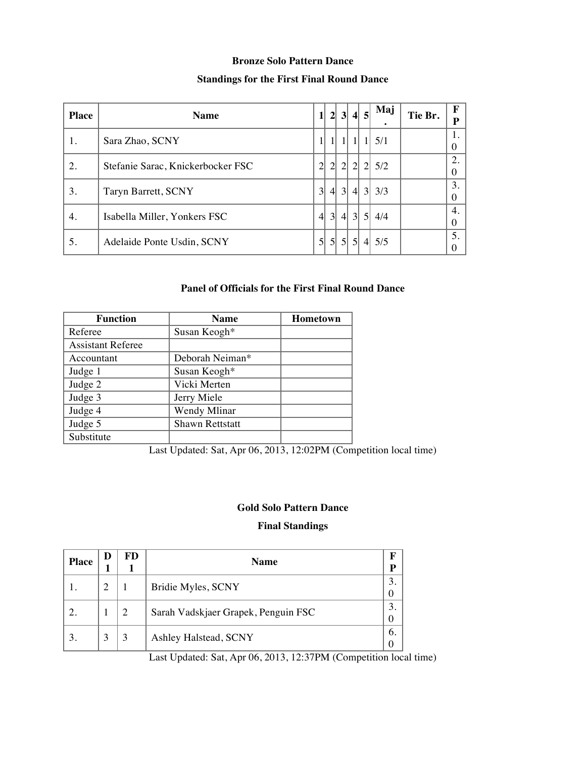**Bronze Solo Pattern Dance**

**Standings for the First Final Round Dance**

| Place | Name | 1 | 2 | 3 | 4 | 5 | Maj. | Tie Br. | FP |
|---|---|---|---|---|---|---|---|---|---|
| 1. | Sara Zhao, SCNY | 1 | 1 | 1 | 1 | 1 | 5/1 | | 1.0 |
| 2. | Stefanie Sarac, Knickerbocker FSC | 2 | 2 | 2 | 2 | 2 | 5/2 | | 2.0 |
| 3. | Taryn Barrett, SCNY | 3 | 4 | 3 | 4 | 3 | 3/3 | | 3.0 |
| 4. | Isabella Miller, Yonkers FSC | 4 | 3 | 4 | 3 | 5 | 4/4 | | 4.0 |
| 5. | Adelaide Ponte Usdin, SCNY | 5 | 5 | 5 | 5 | 4 | 5/5 | | 5.0 |

**Panel of Officials for the First Final Round Dance**

| Function | Name | Hometown |
|---|---|---|
| Referee | Susan Keogh* | |
| Assistant Referee | | |
| Accountant | Deborah Neiman* | |
| Judge 1 | Susan Keogh* | |
| Judge 2 | Vicki Merten | |
| Judge 3 | Jerry Miele | |
| Judge 4 | Wendy Mlinar | |
| Judge 5 | Shawn Rettstatt | |
| Substitute | | |

Last Updated: Sat, Apr 06, 2013, 12:02PM (Competition local time)

**Gold Solo Pattern Dance**

**Final Standings**

| Place | D1 | FD1 | Name | FP |
|---|---|---|---|---|
| 1. | 2 | 1 | Bridie Myles, SCNY | 3.0 |
| 2. | 1 | 2 | Sarah Vadskjaer Grapek, Penguin FSC | 3.0 |
| 3. | 3 | 3 | Ashley Halstead, SCNY | 6.0 |

Last Updated: Sat, Apr 06, 2013, 12:37PM (Competition local time)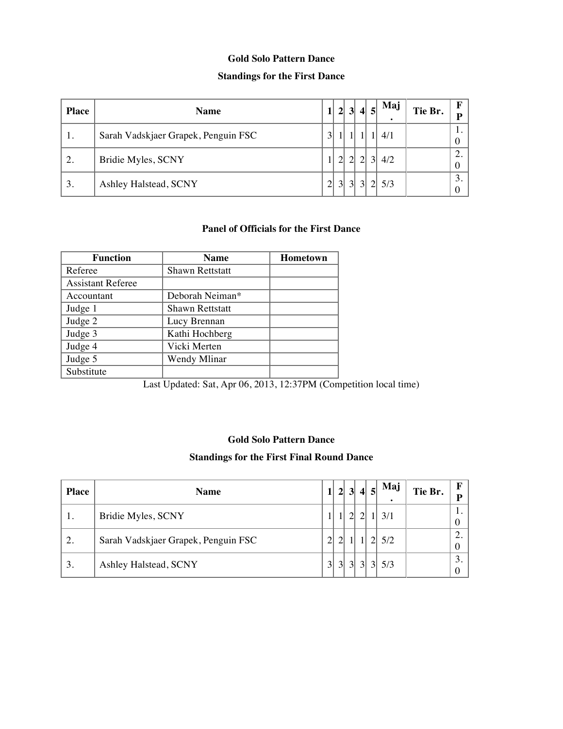**Gold Solo Pattern Dance**

**Standings for the First Dance**

| Place | Name | 1 | 2 | 3 | 4 | 5 | Maj. | Tie Br. | FP |
|---|---|---|---|---|---|---|---|---|---|
| 1. | Sarah Vadskjaer Grapek, Penguin FSC | 3 | 1 | 1 | 1 | 1 | 4/1 | | 1.0 |
| 2. | Bridie Myles, SCNY | 1 | 2 | 2 | 2 | 3 | 4/2 | | 2.0 |
| 3. | Ashley Halstead, SCNY | 2 | 3 | 3 | 3 | 2 | 5/3 | | 3.0 |

**Panel of Officials for the First Dance**

| Function | Name | Hometown |
|---|---|---|
| Referee | Shawn Rettstatt | |
| Assistant Referee | | |
| Accountant | Deborah Neiman* | |
| Judge 1 | Shawn Rettstatt | |
| Judge 2 | Lucy Brennan | |
| Judge 3 | Kathi Hochberg | |
| Judge 4 | Vicki Merten | |
| Judge 5 | Wendy Mlinar | |
| Substitute | | |

Last Updated: Sat, Apr 06, 2013, 12:37PM (Competition local time)

**Gold Solo Pattern Dance**

**Standings for the First Final Round Dance**

| Place | Name | 1 | 2 | 3 | 4 | 5 | Maj. | Tie Br. | FP |
|---|---|---|---|---|---|---|---|---|---|
| 1. | Bridie Myles, SCNY | 1 | 1 | 2 | 2 | 1 | 3/1 | | 1.0 |
| 2. | Sarah Vadskjaer Grapek, Penguin FSC | 2 | 2 | 1 | 1 | 2 | 5/2 | | 2.0 |
| 3. | Ashley Halstead, SCNY | 3 | 3 | 3 | 3 | 3 | 5/3 | | 3.0 |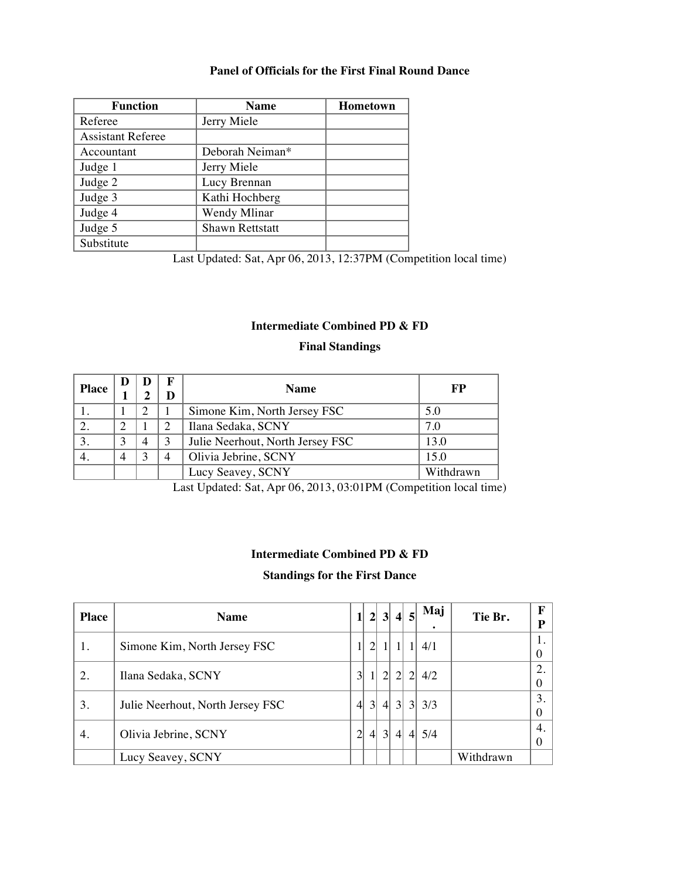### Panel of Officials for the First Final Round Dance

| Function | Name | Hometown |
|---|---|---|
| Referee | Jerry Miele | |
| Assistant Referee | | |
| Accountant | Deborah Neiman* | |
| Judge 1 | Jerry Miele | |
| Judge 2 | Lucy Brennan | |
| Judge 3 | Kathi Hochberg | |
| Judge 4 | Wendy Mlinar | |
| Judge 5 | Shawn Rettstatt | |
| Substitute | | |

Last Updated: Sat, Apr 06, 2013, 12:37PM (Competition local time)

### Intermediate Combined PD & FD

### Final Standings

| Place | D 1 | D 2 | F D | Name | FP |
|---|---|---|---|---|---|
| 1. | 1 | 2 | 1 | Simone Kim, North Jersey FSC | 5.0 |
| 2. | 2 | 1 | 2 | Ilana Sedaka, SCNY | 7.0 |
| 3. | 3 | 4 | 3 | Julie Neerhout, North Jersey FSC | 13.0 |
| 4. | 4 | 3 | 4 | Olivia Jebrine, SCNY | 15.0 |
| | | | | Lucy Seavey, SCNY | Withdrawn |

Last Updated: Sat, Apr 06, 2013, 03:01PM (Competition local time)

### Intermediate Combined PD & FD

### Standings for the First Dance

| Place | Name | 1 | 2 | 3 | 4 | 5 | Maj. | Tie Br. | FP |
|---|---|---|---|---|---|---|---|---|---|
| 1. | Simone Kim, North Jersey FSC | 1 | 2 | 1 | 1 | 1 | 4/1 | | 1.0 |
| 2. | Ilana Sedaka, SCNY | 3 | 1 | 2 | 2 | 2 | 4/2 | | 2.0 |
| 3. | Julie Neerhout, North Jersey FSC | 4 | 3 | 4 | 3 | 3 | 3/3 | | 3.0 |
| 4. | Olivia Jebrine, SCNY | 2 | 4 | 3 | 4 | 4 | 5/4 | | 4.0 |
| | Lucy Seavey, SCNY | | | | | | | Withdrawn | |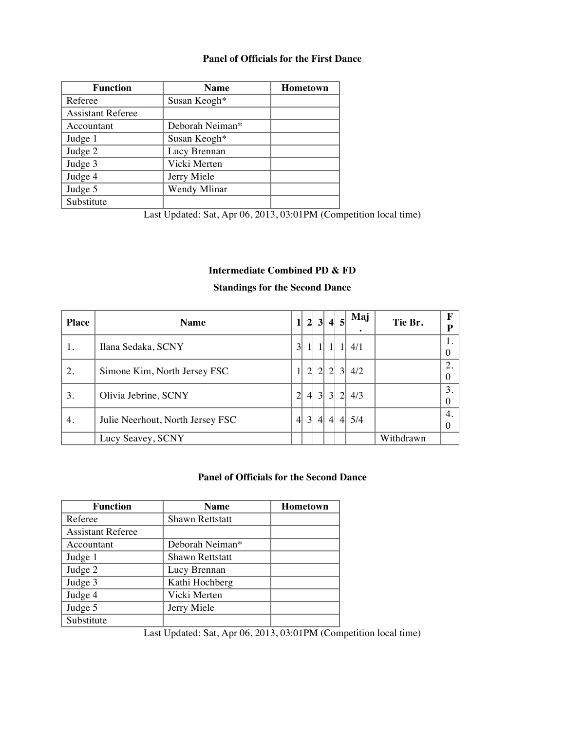### Panel of Officials for the First Dance

| Function | Name | Hometown |
|---|---|---|
| Referee | Susan Keogh* | |
| Assistant Referee | | |
| Accountant | Deborah Neiman* | |
| Judge 1 | Susan Keogh* | |
| Judge 2 | Lucy Brennan | |
| Judge 3 | Vicki Merten | |
| Judge 4 | Jerry Miele | |
| Judge 5 | Wendy Mlinar | |
| Substitute | | |

Last Updated: Sat, Apr 06, 2013, 03:01PM (Competition local time)

### Intermediate Combined PD & FD

### Standings for the Second Dance

| Place | Name | 1 | 2 | 3 | 4 | 5 | Maj. | Tie Br. | FP |
|---|---|---|---|---|---|---|---|---|---|
| 1. | Ilana Sedaka, SCNY | 3 | 1 | 1 | 1 | 1 | 4/1 | | 1.0 |
| 2. | Simone Kim, North Jersey FSC | 1 | 2 | 2 | 2 | 3 | 4/2 | | 2.0 |
| 3. | Olivia Jebrine, SCNY | 2 | 4 | 3 | 3 | 2 | 4/3 | | 3.0 |
| 4. | Julie Neerhout, North Jersey FSC | 4 | 3 | 4 | 4 | 4 | 5/4 | | 4.0 |
| | Lucy Seavey, SCNY | | | | | | | Withdrawn | |

### Panel of Officials for the Second Dance

| Function | Name | Hometown |
|---|---|---|
| Referee | Shawn Rettstatt | |
| Assistant Referee | | |
| Accountant | Deborah Neiman* | |
| Judge 1 | Shawn Rettstatt | |
| Judge 2 | Lucy Brennan | |
| Judge 3 | Kathi Hochberg | |
| Judge 4 | Vicki Merten | |
| Judge 5 | Jerry Miele | |
| Substitute | | |

Last Updated: Sat, Apr 06, 2013, 03:01PM (Competition local time)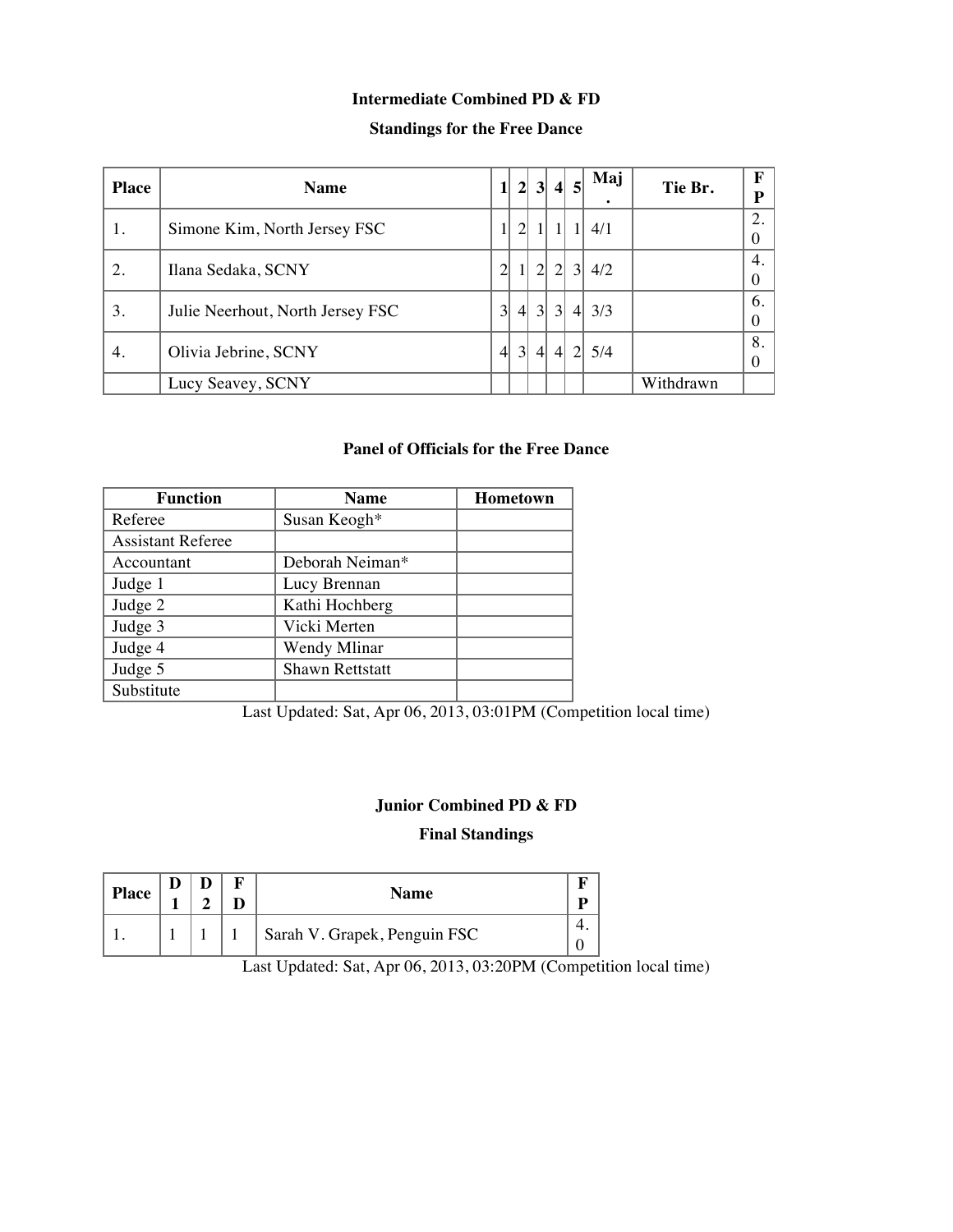**Intermediate Combined PD & FD**

**Standings for the Free Dance**

| Place | Name | 1 | 2 | 3 | 4 | 5 | Maj. | Tie Br. | FP |
|---|---|---|---|---|---|---|---|---|---|
| 1. | Simone Kim, North Jersey FSC | 1 | 2 | 1 | 1 | 1 | 4/1 | | 2.0 |
| 2. | Ilana Sedaka, SCNY | 2 | 1 | 2 | 2 | 3 | 4/2 | | 4.0 |
| 3. | Julie Neerhout, North Jersey FSC | 3 | 4 | 3 | 3 | 4 | 3/3 | | 6.0 |
| 4. | Olivia Jebrine, SCNY | 4 | 3 | 4 | 4 | 2 | 5/4 | | 8.0 |
| | Lucy Seavey, SCNY | | | | | | | Withdrawn | |

**Panel of Officials for the Free Dance**

| Function | Name | Hometown |
|---|---|---|
| Referee | Susan Keogh* | |
| Assistant Referee | | |
| Accountant | Deborah Neiman* | |
| Judge 1 | Lucy Brennan | |
| Judge 2 | Kathi Hochberg | |
| Judge 3 | Vicki Merten | |
| Judge 4 | Wendy Mlinar | |
| Judge 5 | Shawn Rettstatt | |
| Substitute | | |

Last Updated: Sat, Apr 06, 2013, 03:01PM (Competition local time)

**Junior Combined PD & FD**

**Final Standings**

| Place | D1 | D2 | FD | Name | FP |
|---|---|---|---|---|---|
| 1. | 1 | 1 | 1 | Sarah V. Grapek, Penguin FSC | 4.0 |

Last Updated: Sat, Apr 06, 2013, 03:20PM (Competition local time)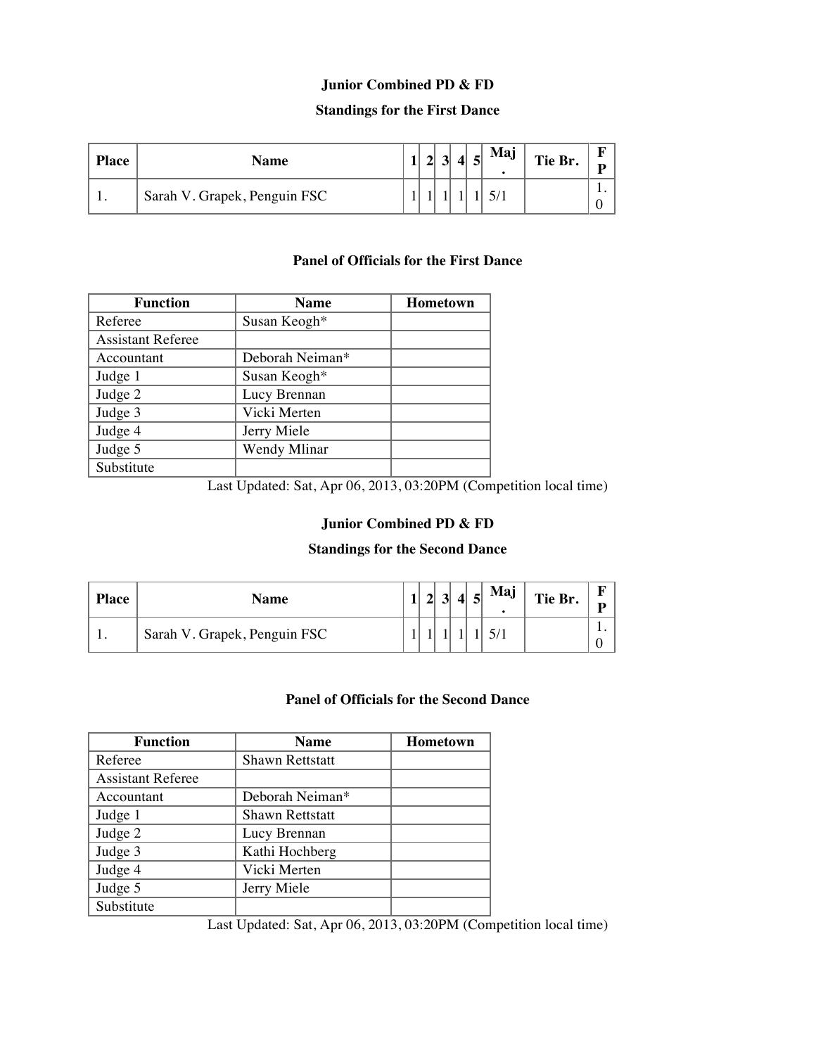## Junior Combined PD & FD

### Standings for the First Dance

| Place | Name | 1 | 2 | 3 | 4 | 5 | Maj. | Tie Br. | FP |
|---|---|---|---|---|---|---|---|---|---|
| 1. | Sarah V. Grapek, Penguin FSC | 1 | 1 | 1 | 1 | 1 | 5/1 | | 1.0 |

### Panel of Officials for the First Dance

| Function | Name | Hometown |
|---|---|---|
| Referee | Susan Keogh* | |
| Assistant Referee | | |
| Accountant | Deborah Neiman* | |
| Judge 1 | Susan Keogh* | |
| Judge 2 | Lucy Brennan | |
| Judge 3 | Vicki Merten | |
| Judge 4 | Jerry Miele | |
| Judge 5 | Wendy Mlinar | |
| Substitute | | |

Last Updated: Sat, Apr 06, 2013, 03:20PM (Competition local time)

## Junior Combined PD & FD

### Standings for the Second Dance

| Place | Name | 1 | 2 | 3 | 4 | 5 | Maj. | Tie Br. | FP |
|---|---|---|---|---|---|---|---|---|---|
| 1. | Sarah V. Grapek, Penguin FSC | 1 | 1 | 1 | 1 | 1 | 5/1 | | 1.0 |

### Panel of Officials for the Second Dance

| Function | Name | Hometown |
|---|---|---|
| Referee | Shawn Rettstatt | |
| Assistant Referee | | |
| Accountant | Deborah Neiman* | |
| Judge 1 | Shawn Rettstatt | |
| Judge 2 | Lucy Brennan | |
| Judge 3 | Kathi Hochberg | |
| Judge 4 | Vicki Merten | |
| Judge 5 | Jerry Miele | |
| Substitute | | |

Last Updated: Sat, Apr 06, 2013, 03:20PM (Competition local time)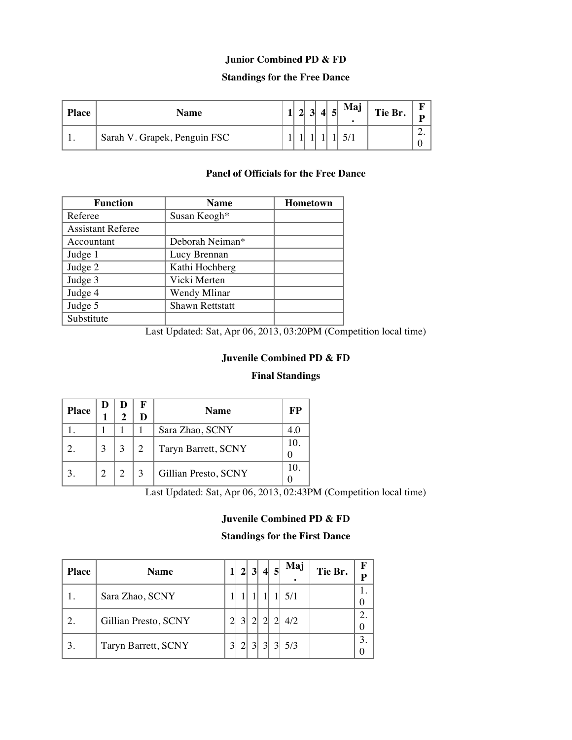**Junior Combined PD & FD**

**Standings for the Free Dance**

| Place | Name | 1 | 2 | 3 | 4 | 5 | Maj. | Tie Br. | FP |
|---|---|---|---|---|---|---|---|---|---|
| 1. | Sarah V. Grapek, Penguin FSC | 1 | 1 | 1 | 1 | 1 | 5/1 | | 2.0 |

**Panel of Officials for the Free Dance**

| Function | Name | Hometown |
|---|---|---|
| Referee | Susan Keogh* | |
| Assistant Referee | | |
| Accountant | Deborah Neiman* | |
| Judge 1 | Lucy Brennan | |
| Judge 2 | Kathi Hochberg | |
| Judge 3 | Vicki Merten | |
| Judge 4 | Wendy Mlinar | |
| Judge 5 | Shawn Rettstatt | |
| Substitute | | |

Last Updated: Sat, Apr 06, 2013, 03:20PM (Competition local time)

**Juvenile Combined PD & FD**

**Final Standings**

| Place | D1 | D2 | FD | Name | FP |
|---|---|---|---|---|---|
| 1. | 1 | 1 | 1 | Sara Zhao, SCNY | 4.0 |
| 2. | 3 | 3 | 2 | Taryn Barrett, SCNY | 10.0 |
| 3. | 2 | 2 | 3 | Gillian Presto, SCNY | 10.0 |

Last Updated: Sat, Apr 06, 2013, 02:43PM (Competition local time)

**Juvenile Combined PD & FD**

**Standings for the First Dance**

| Place | Name | 1 | 2 | 3 | 4 | 5 | Maj. | Tie Br. | FP |
|---|---|---|---|---|---|---|---|---|---|
| 1. | Sara Zhao, SCNY | 1 | 1 | 1 | 1 | 1 | 5/1 | | 1.0 |
| 2. | Gillian Presto, SCNY | 2 | 3 | 2 | 2 | 2 | 4/2 | | 2.0 |
| 3. | Taryn Barrett, SCNY | 3 | 2 | 3 | 3 | 3 | 5/3 | | 3.0 |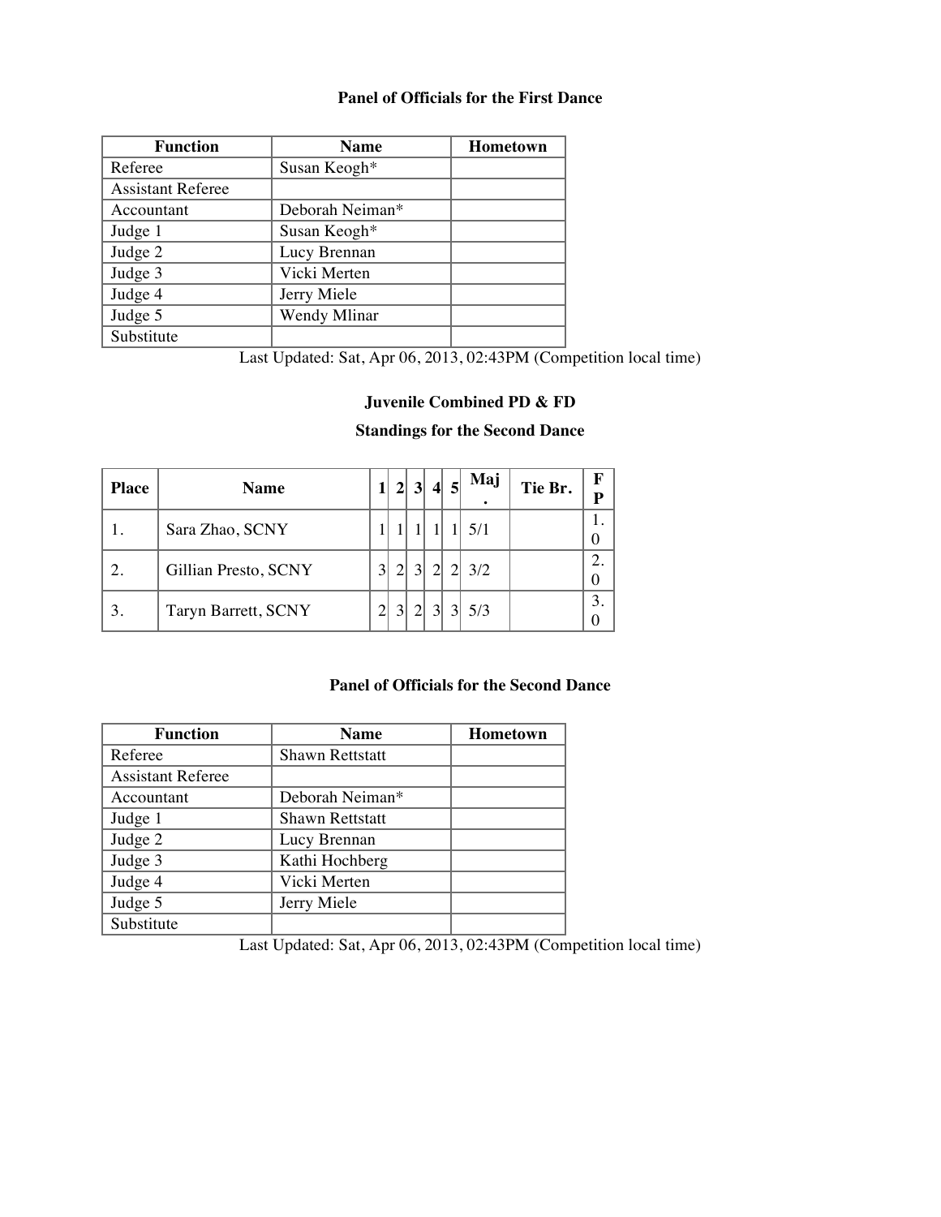### Panel of Officials for the First Dance

| Function | Name | Hometown |
|---|---|---|
| Referee | Susan Keogh* | |
| Assistant Referee | | |
| Accountant | Deborah Neiman* | |
| Judge 1 | Susan Keogh* | |
| Judge 2 | Lucy Brennan | |
| Judge 3 | Vicki Merten | |
| Judge 4 | Jerry Miele | |
| Judge 5 | Wendy Mlinar | |
| Substitute | | |

Last Updated: Sat, Apr 06, 2013, 02:43PM (Competition local time)

### Juvenile Combined PD & FD

### Standings for the Second Dance

| Place | Name | 1 | 2 | 3 | 4 | 5 | Maj. | Tie Br. | FP |
|---|---|---|---|---|---|---|---|---|---|
| 1. | Sara Zhao, SCNY | 1 | 1 | 1 | 1 | 1 | 5/1 | | 1.0 |
| 2. | Gillian Presto, SCNY | 3 | 2 | 3 | 2 | 2 | 3/2 | | 2.0 |
| 3. | Taryn Barrett, SCNY | 2 | 3 | 2 | 3 | 3 | 5/3 | | 3.0 |

### Panel of Officials for the Second Dance

| Function | Name | Hometown |
|---|---|---|
| Referee | Shawn Rettstatt | |
| Assistant Referee | | |
| Accountant | Deborah Neiman* | |
| Judge 1 | Shawn Rettstatt | |
| Judge 2 | Lucy Brennan | |
| Judge 3 | Kathi Hochberg | |
| Judge 4 | Vicki Merten | |
| Judge 5 | Jerry Miele | |
| Substitute | | |

Last Updated: Sat, Apr 06, 2013, 02:43PM (Competition local time)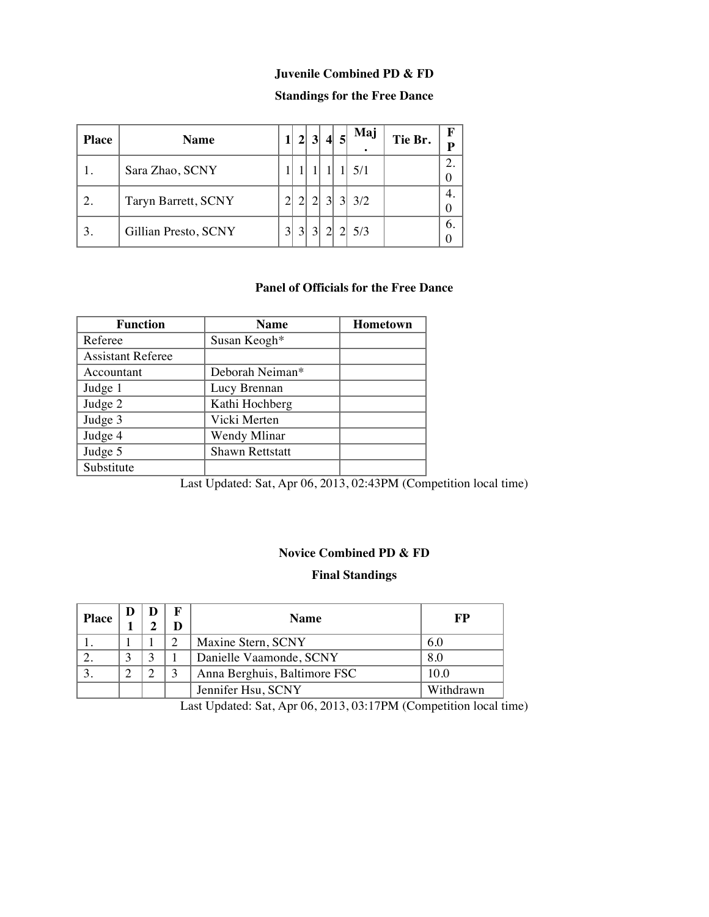**Juvenile Combined PD & FD**

**Standings for the Free Dance**

| Place | Name | 1 | 2 | 3 | 4 | 5 | Maj. | Tie Br. | FP |
|---|---|---|---|---|---|---|---|---|---|
| 1. | Sara Zhao, SCNY | 1 | 1 | 1 | 1 | 1 | 5/1 | | 2.0 |
| 2. | Taryn Barrett, SCNY | 2 | 2 | 2 | 3 | 3 | 3/2 | | 4.0 |
| 3. | Gillian Presto, SCNY | 3 | 3 | 3 | 2 | 2 | 5/3 | | 6.0 |

**Panel of Officials for the Free Dance**

| Function | Name | Hometown |
|---|---|---|
| Referee | Susan Keogh* | |
| Assistant Referee | | |
| Accountant | Deborah Neiman* | |
| Judge 1 | Lucy Brennan | |
| Judge 2 | Kathi Hochberg | |
| Judge 3 | Vicki Merten | |
| Judge 4 | Wendy Mlinar | |
| Judge 5 | Shawn Rettstatt | |
| Substitute | | |

Last Updated: Sat, Apr 06, 2013, 02:43PM (Competition local time)

**Novice Combined PD & FD**

**Final Standings**

| Place | D1 | D2 | FD | Name | FP |
|---|---|---|---|---|---|
| 1. | 1 | 1 | 2 | Maxine Stern, SCNY | 6.0 |
| 2. | 3 | 3 | 1 | Danielle Vaamonde, SCNY | 8.0 |
| 3. | 2 | 2 | 3 | Anna Berghuis, Baltimore FSC | 10.0 |
| | | | | Jennifer Hsu, SCNY | Withdrawn |

Last Updated: Sat, Apr 06, 2013, 03:17PM (Competition local time)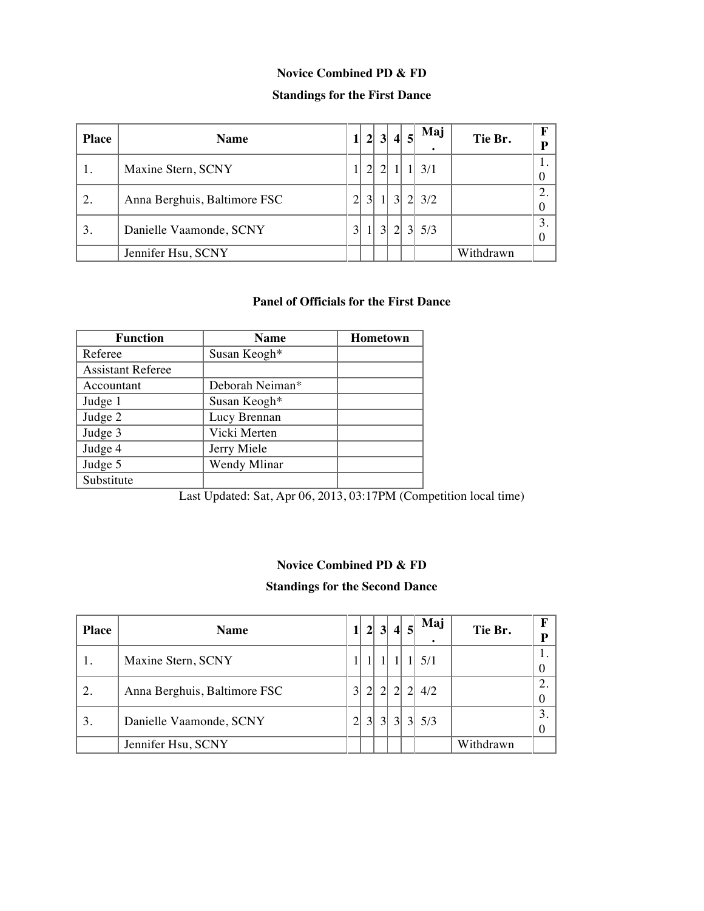**Novice Combined PD & FD**

**Standings for the First Dance**

| Place | Name | 1 | 2 | 3 | 4 | 5 | Maj. | Tie Br. | FP |
|---|---|---|---|---|---|---|---|---|---|
| 1. | Maxine Stern, SCNY | 1 | 2 | 2 | 1 | 1 | 3/1 | | 1.0 |
| 2. | Anna Berghuis, Baltimore FSC | 2 | 3 | 1 | 3 | 2 | 3/2 | | 2.0 |
| 3. | Danielle Vaamonde, SCNY | 3 | 1 | 3 | 2 | 3 | 5/3 | | 3.0 |
| | Jennifer Hsu, SCNY | | | | | | | Withdrawn | |

**Panel of Officials for the First Dance**

| Function | Name | Hometown |
|---|---|---|
| Referee | Susan Keogh* | |
| Assistant Referee | | |
| Accountant | Deborah Neiman* | |
| Judge 1 | Susan Keogh* | |
| Judge 2 | Lucy Brennan | |
| Judge 3 | Vicki Merten | |
| Judge 4 | Jerry Miele | |
| Judge 5 | Wendy Mlinar | |
| Substitute | | |

Last Updated: Sat, Apr 06, 2013, 03:17PM (Competition local time)

**Novice Combined PD & FD**

**Standings for the Second Dance**

| Place | Name | 1 | 2 | 3 | 4 | 5 | Maj. | Tie Br. | FP |
|---|---|---|---|---|---|---|---|---|---|
| 1. | Maxine Stern, SCNY | 1 | 1 | 1 | 1 | 1 | 5/1 | | 1.0 |
| 2. | Anna Berghuis, Baltimore FSC | 3 | 2 | 2 | 2 | 2 | 4/2 | | 2.0 |
| 3. | Danielle Vaamonde, SCNY | 2 | 3 | 3 | 3 | 3 | 5/3 | | 3.0 |
| | Jennifer Hsu, SCNY | | | | | | | Withdrawn | |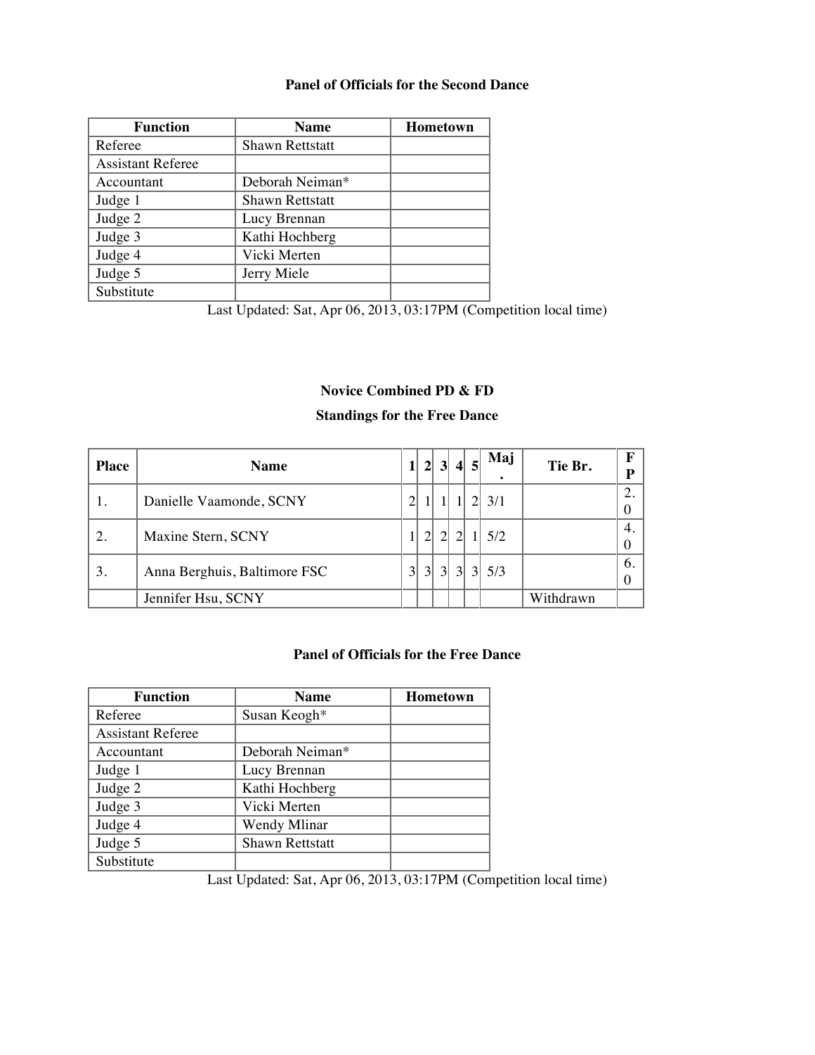### Panel of Officials for the Second Dance

| Function | Name | Hometown |
|---|---|---|
| Referee | Shawn Rettstatt | |
| Assistant Referee | | |
| Accountant | Deborah Neiman* | |
| Judge 1 | Shawn Rettstatt | |
| Judge 2 | Lucy Brennan | |
| Judge 3 | Kathi Hochberg | |
| Judge 4 | Vicki Merten | |
| Judge 5 | Jerry Miele | |
| Substitute | | |

Last Updated: Sat, Apr 06, 2013, 03:17PM (Competition local time)

### Novice Combined PD & FD

### Standings for the Free Dance

| Place | Name | 1 | 2 | 3 | 4 | 5 | Maj. | Tie Br. | FP |
|---|---|---|---|---|---|---|---|---|---|
| 1. | Danielle Vaamonde, SCNY | 2 | 1 | 1 | 1 | 2 | 3/1 | | 2.0 |
| 2. | Maxine Stern, SCNY | 1 | 2 | 2 | 2 | 1 | 5/2 | | 4.0 |
| 3. | Anna Berghuis, Baltimore FSC | 3 | 3 | 3 | 3 | 3 | 5/3 | | 6.0 |
| | Jennifer Hsu, SCNY | | | | | | | Withdrawn | |

### Panel of Officials for the Free Dance

| Function | Name | Hometown |
|---|---|---|
| Referee | Susan Keogh* | |
| Assistant Referee | | |
| Accountant | Deborah Neiman* | |
| Judge 1 | Lucy Brennan | |
| Judge 2 | Kathi Hochberg | |
| Judge 3 | Vicki Merten | |
| Judge 4 | Wendy Mlinar | |
| Judge 5 | Shawn Rettstatt | |
| Substitute | | |

Last Updated: Sat, Apr 06, 2013, 03:17PM (Competition local time)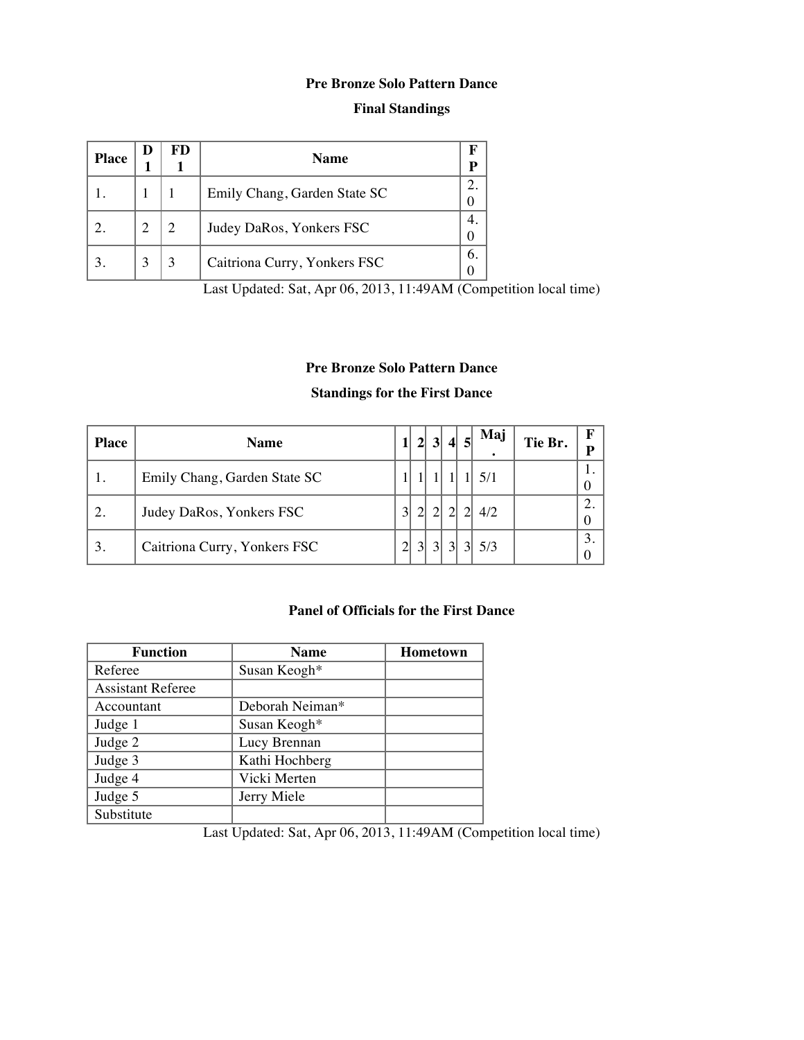**Pre Bronze Solo Pattern Dance**

**Final Standings**

| Place | D 1 | FD 1 | Name | FP |
|---|---|---|---|---|
| 1. | 1 | 1 | Emily Chang, Garden State SC | 2.0 |
| 2. | 2 | 2 | Judey DaRos, Yonkers FSC | 4.0 |
| 3. | 3 | 3 | Caitriona Curry, Yonkers FSC | 6.0 |

Last Updated: Sat, Apr 06, 2013, 11:49AM (Competition local time)

**Pre Bronze Solo Pattern Dance**

**Standings for the First Dance**

| Place | Name | 1 | 2 | 3 | 4 | 5 | Maj. | Tie Br. | FP |
|---|---|---|---|---|---|---|---|---|---|
| 1. | Emily Chang, Garden State SC | 1 | 1 | 1 | 1 | 1 | 5/1 | | 1.0 |
| 2. | Judey DaRos, Yonkers FSC | 3 | 2 | 2 | 2 | 2 | 4/2 | | 2.0 |
| 3. | Caitriona Curry, Yonkers FSC | 2 | 3 | 3 | 3 | 3 | 5/3 | | 3.0 |

**Panel of Officials for the First Dance**

| Function | Name | Hometown |
|---|---|---|
| Referee | Susan Keogh* | |
| Assistant Referee | | |
| Accountant | Deborah Neiman* | |
| Judge 1 | Susan Keogh* | |
| Judge 2 | Lucy Brennan | |
| Judge 3 | Kathi Hochberg | |
| Judge 4 | Vicki Merten | |
| Judge 5 | Jerry Miele | |
| Substitute | | |

Last Updated: Sat, Apr 06, 2013, 11:49AM (Competition local time)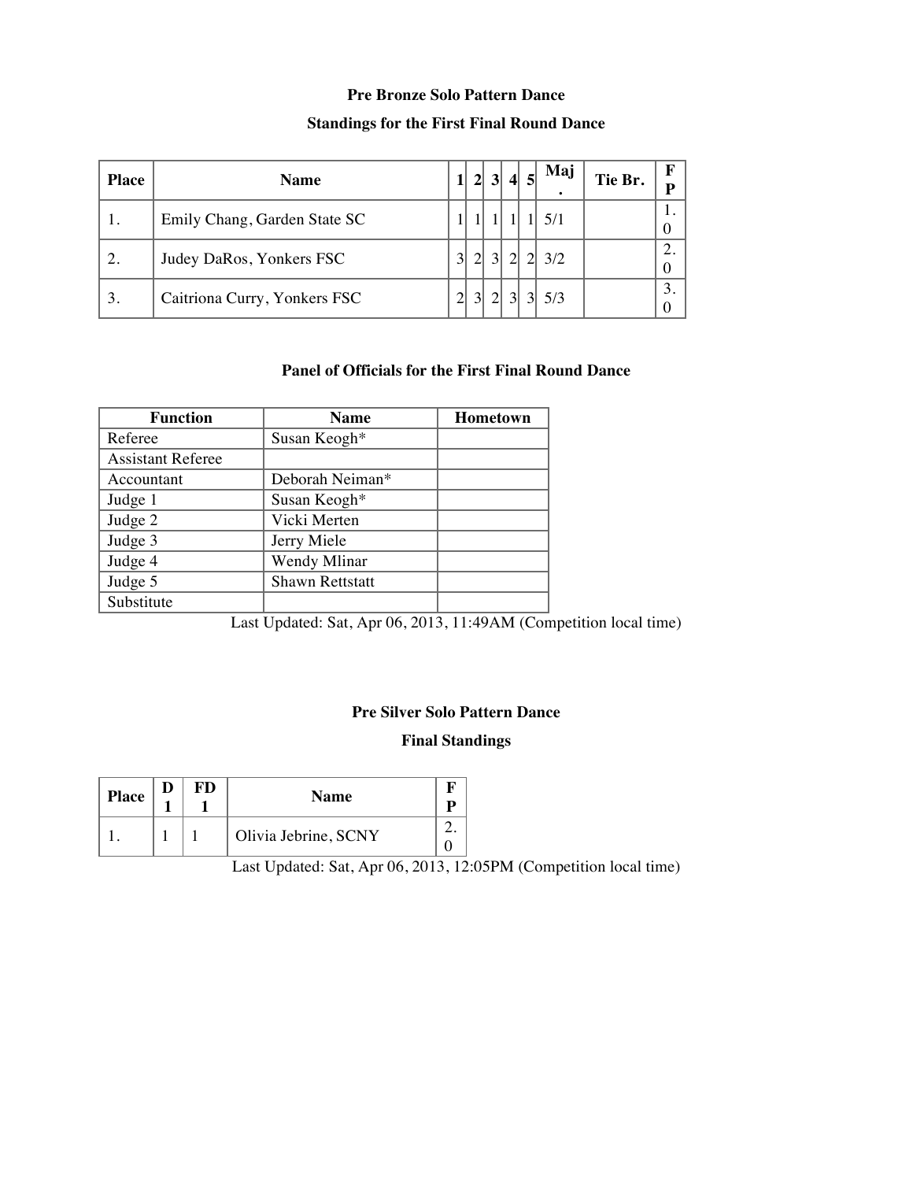**Pre Bronze Solo Pattern Dance**

**Standings for the First Final Round Dance**

| Place | Name | 1 | 2 | 3 | 4 | 5 | Maj. | Tie Br. | FP |
|---|---|---|---|---|---|---|---|---|---|
| 1. | Emily Chang, Garden State SC | 1 | 1 | 1 | 1 | 1 | 5/1 | | 1.0 |
| 2. | Judey DaRos, Yonkers FSC | 3 | 2 | 3 | 2 | 2 | 3/2 | | 2.0 |
| 3. | Caitriona Curry, Yonkers FSC | 2 | 3 | 2 | 3 | 3 | 5/3 | | 3.0 |

**Panel of Officials for the First Final Round Dance**

| Function | Name | Hometown |
|---|---|---|
| Referee | Susan Keogh* | |
| Assistant Referee | | |
| Accountant | Deborah Neiman* | |
| Judge 1 | Susan Keogh* | |
| Judge 2 | Vicki Merten | |
| Judge 3 | Jerry Miele | |
| Judge 4 | Wendy Mlinar | |
| Judge 5 | Shawn Rettstatt | |
| Substitute | | |

Last Updated: Sat, Apr 06, 2013, 11:49AM (Competition local time)

**Pre Silver Solo Pattern Dance**

**Final Standings**

| Place | D 1 | FD 1 | Name | FP |
|---|---|---|---|---|
| 1. | 1 | 1 | Olivia Jebrine, SCNY | 2.0 |

Last Updated: Sat, Apr 06, 2013, 12:05PM (Competition local time)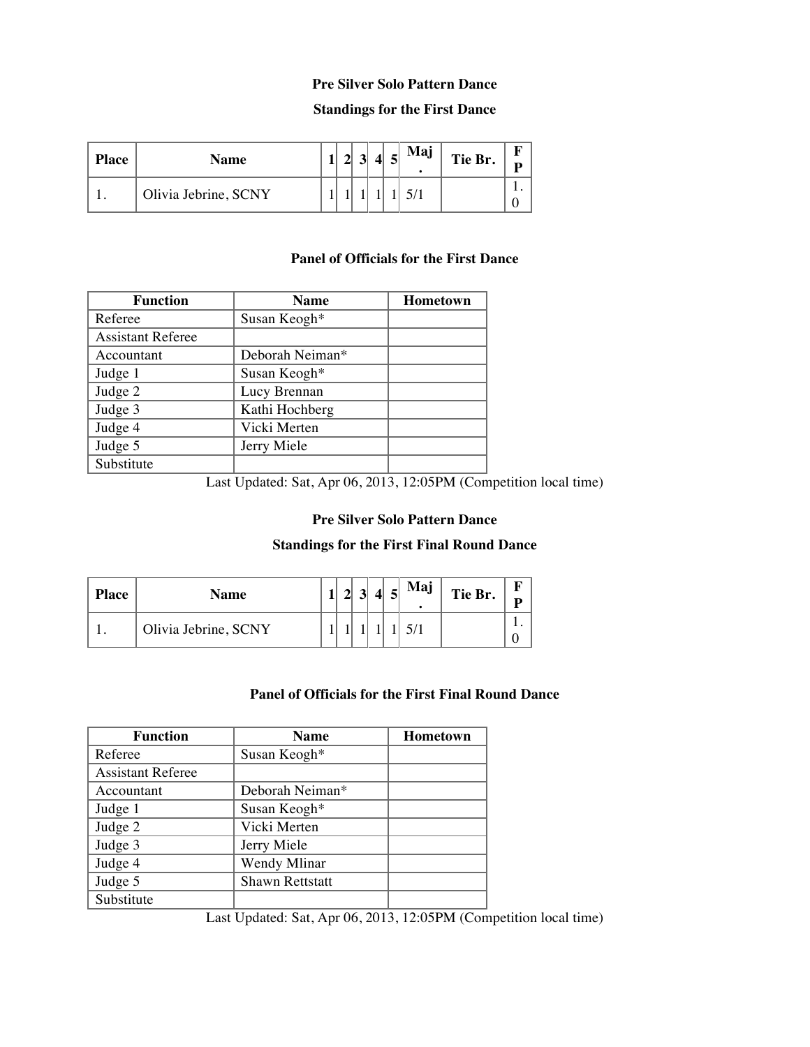### Pre Silver Solo Pattern Dance

### Standings for the First Dance

| Place | Name | 1 | 2 | 3 | 4 | 5 | Maj. | Tie Br. | FP |
|---|---|---|---|---|---|---|---|---|---|
| 1. | Olivia Jebrine, SCNY | 1 | 1 | 1 | 1 | 1 | 5/1 | | 1.0 |

### Panel of Officials for the First Dance

| Function | Name | Hometown |
|---|---|---|
| Referee | Susan Keogh* | |
| Assistant Referee | | |
| Accountant | Deborah Neiman* | |
| Judge 1 | Susan Keogh* | |
| Judge 2 | Lucy Brennan | |
| Judge 3 | Kathi Hochberg | |
| Judge 4 | Vicki Merten | |
| Judge 5 | Jerry Miele | |
| Substitute | | |

Last Updated: Sat, Apr 06, 2013, 12:05PM (Competition local time)

### Pre Silver Solo Pattern Dance

### Standings for the First Final Round Dance

| Place | Name | 1 | 2 | 3 | 4 | 5 | Maj. | Tie Br. | FP |
|---|---|---|---|---|---|---|---|---|---|
| 1. | Olivia Jebrine, SCNY | 1 | 1 | 1 | 1 | 1 | 5/1 | | 1.0 |

### Panel of Officials for the First Final Round Dance

| Function | Name | Hometown |
|---|---|---|
| Referee | Susan Keogh* | |
| Assistant Referee | | |
| Accountant | Deborah Neiman* | |
| Judge 1 | Susan Keogh* | |
| Judge 2 | Vicki Merten | |
| Judge 3 | Jerry Miele | |
| Judge 4 | Wendy Mlinar | |
| Judge 5 | Shawn Rettstatt | |
| Substitute | | |

Last Updated: Sat, Apr 06, 2013, 12:05PM (Competition local time)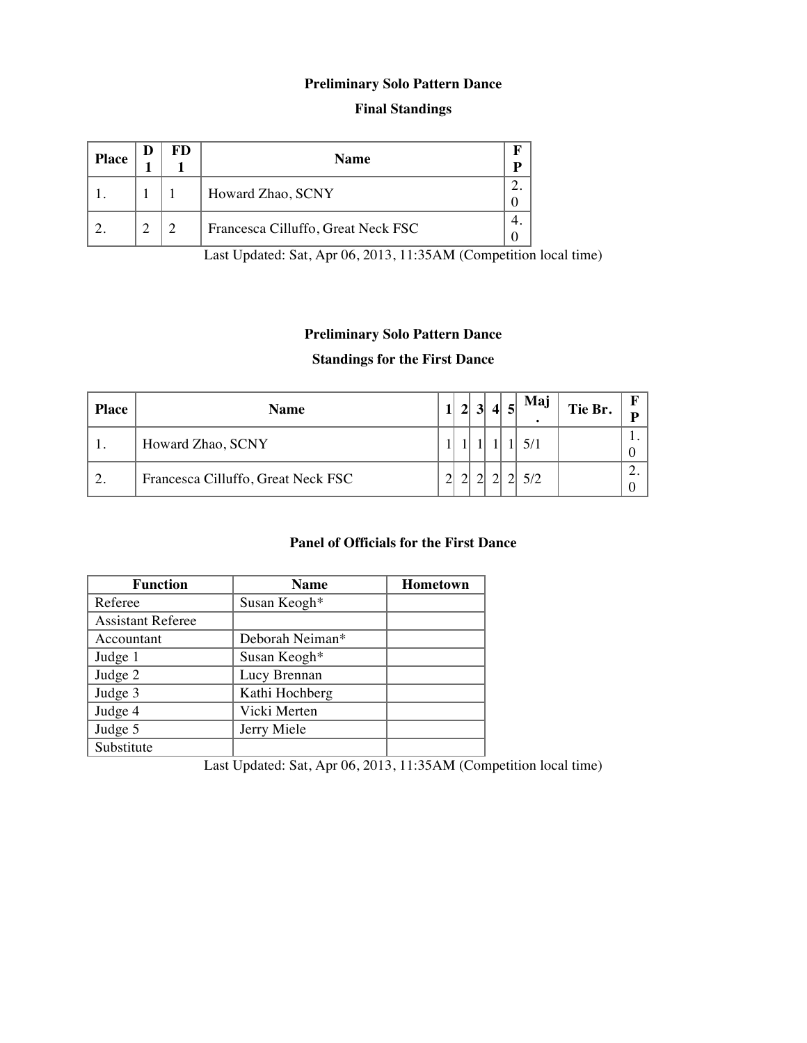**Preliminary Solo Pattern Dance**

**Final Standings**

| Place | D 1 | FD 1 | Name | FP |
|---|---|---|---|---|
| 1. | 1 | 1 | Howard Zhao, SCNY | 2.0 |
| 2. | 2 | 2 | Francesca Cilluffo, Great Neck FSC | 4.0 |

Last Updated: Sat, Apr 06, 2013, 11:35AM (Competition local time)

**Preliminary Solo Pattern Dance**

**Standings for the First Dance**

| Place | Name | 1 | 2 | 3 | 4 | 5 | Maj. | Tie Br. | FP |
|---|---|---|---|---|---|---|---|---|---|
| 1. | Howard Zhao, SCNY | 1 | 1 | 1 | 1 | 1 | 5/1 | | 1.0 |
| 2. | Francesca Cilluffo, Great Neck FSC | 2 | 2 | 2 | 2 | 2 | 5/2 | | 2.0 |

**Panel of Officials for the First Dance**

| Function | Name | Hometown |
|---|---|---|
| Referee | Susan Keogh* | |
| Assistant Referee | | |
| Accountant | Deborah Neiman* | |
| Judge 1 | Susan Keogh* | |
| Judge 2 | Lucy Brennan | |
| Judge 3 | Kathi Hochberg | |
| Judge 4 | Vicki Merten | |
| Judge 5 | Jerry Miele | |
| Substitute | | |

Last Updated: Sat, Apr 06, 2013, 11:35AM (Competition local time)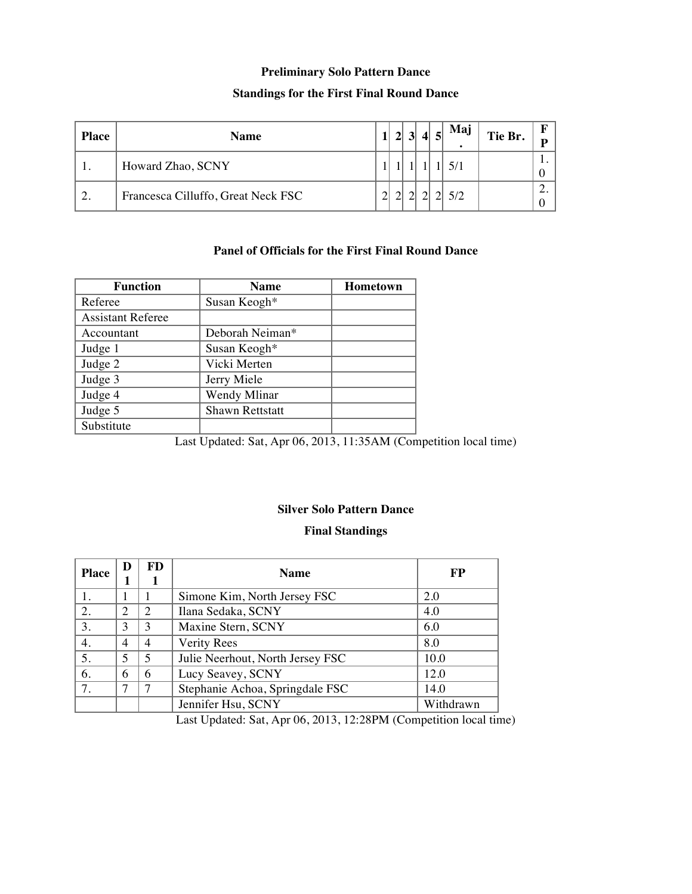**Preliminary Solo Pattern Dance**

**Standings for the First Final Round Dance**

| Place | Name | 1 | 2 | 3 | 4 | 5 | Maj. | Tie Br. | FP |
|---|---|---|---|---|---|---|---|---|---|
| 1. | Howard Zhao, SCNY | 1 | 1 | 1 | 1 | 1 | 5/1 | | 1.0 |
| 2. | Francesca Cilluffo, Great Neck FSC | 2 | 2 | 2 | 2 | 2 | 5/2 | | 2.0 |

**Panel of Officials for the First Final Round Dance**

| Function | Name | Hometown |
|---|---|---|
| Referee | Susan Keogh* | |
| Assistant Referee | | |
| Accountant | Deborah Neiman* | |
| Judge 1 | Susan Keogh* | |
| Judge 2 | Vicki Merten | |
| Judge 3 | Jerry Miele | |
| Judge 4 | Wendy Mlinar | |
| Judge 5 | Shawn Rettstatt | |
| Substitute | | |

Last Updated: Sat, Apr 06, 2013, 11:35AM (Competition local time)

**Silver Solo Pattern Dance**

**Final Standings**

| Place | D 1 | FD 1 | Name | FP |
|---|---|---|---|---|
| 1. | 1 | 1 | Simone Kim, North Jersey FSC | 2.0 |
| 2. | 2 | 2 | Ilana Sedaka, SCNY | 4.0 |
| 3. | 3 | 3 | Maxine Stern, SCNY | 6.0 |
| 4. | 4 | 4 | Verity Rees | 8.0 |
| 5. | 5 | 5 | Julie Neerhout, North Jersey FSC | 10.0 |
| 6. | 6 | 6 | Lucy Seavey, SCNY | 12.0 |
| 7. | 7 | 7 | Stephanie Achoa, Springdale FSC | 14.0 |
| | | | Jennifer Hsu, SCNY | Withdrawn |

Last Updated: Sat, Apr 06, 2013, 12:28PM (Competition local time)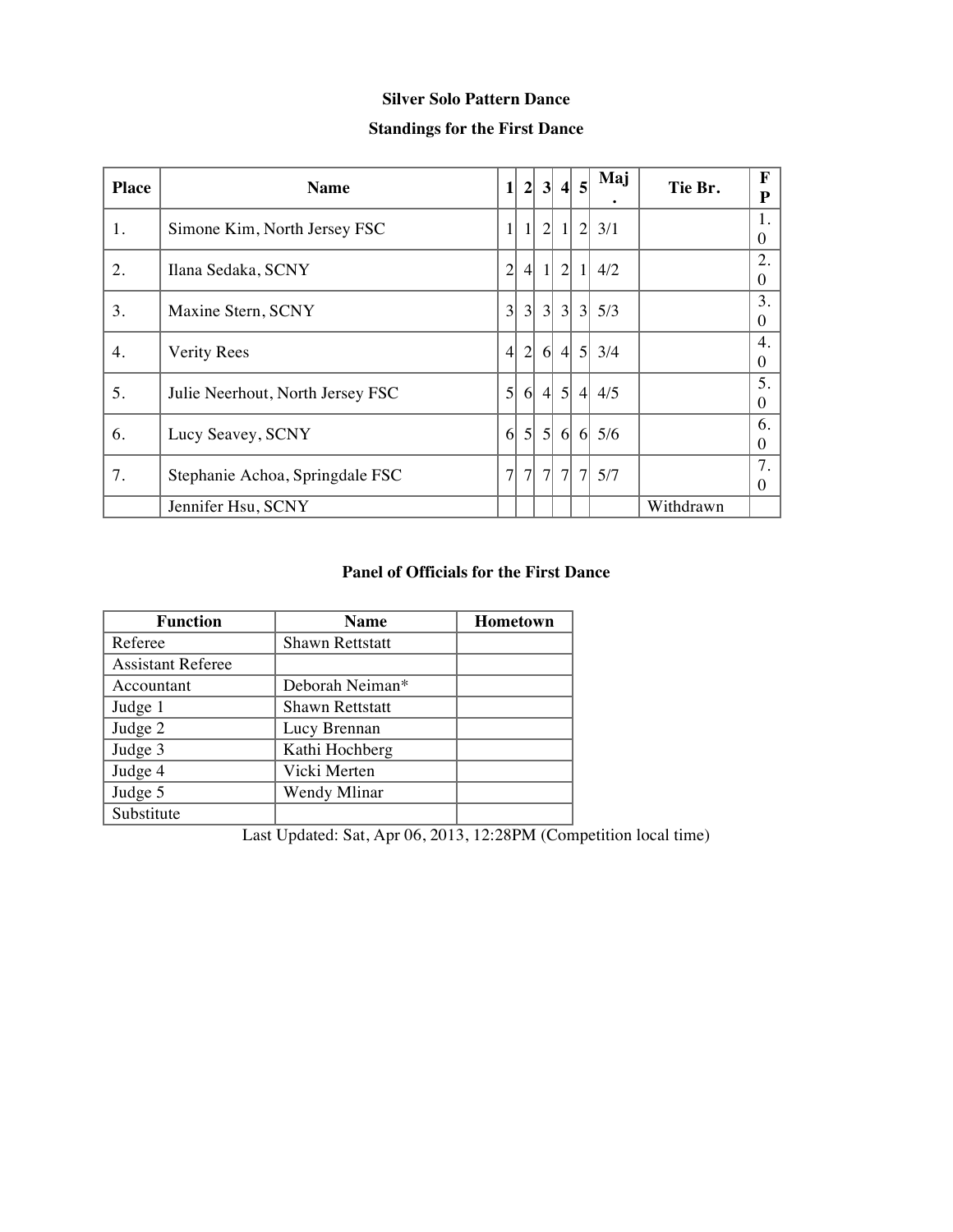**Silver Solo Pattern Dance**

**Standings for the First Dance**

| Place | Name | 1 | 2 | 3 | 4 | 5 | Maj. | Tie Br. | FP |
|---|---|---|---|---|---|---|---|---|---|
| 1. | Simone Kim, North Jersey FSC | 1 | 1 | 2 | 1 | 2 | 3/1 | | 1.0 |
| 2. | Ilana Sedaka, SCNY | 2 | 4 | 1 | 2 | 1 | 4/2 | | 2.0 |
| 3. | Maxine Stern, SCNY | 3 | 3 | 3 | 3 | 3 | 5/3 | | 3.0 |
| 4. | Verity Rees | 4 | 2 | 6 | 4 | 5 | 3/4 | | 4.0 |
| 5. | Julie Neerhout, North Jersey FSC | 5 | 6 | 4 | 5 | 4 | 4/5 | | 5.0 |
| 6. | Lucy Seavey, SCNY | 6 | 5 | 5 | 6 | 6 | 5/6 | | 6.0 |
| 7. | Stephanie Achoa, Springdale FSC | 7 | 7 | 7 | 7 | 7 | 5/7 | | 7.0 |
| | Jennifer Hsu, SCNY | | | | | | | Withdrawn | |

**Panel of Officials for the First Dance**

| Function | Name | Hometown |
|---|---|---|
| Referee | Shawn Rettstatt | |
| Assistant Referee | | |
| Accountant | Deborah Neiman* | |
| Judge 1 | Shawn Rettstatt | |
| Judge 2 | Lucy Brennan | |
| Judge 3 | Kathi Hochberg | |
| Judge 4 | Vicki Merten | |
| Judge 5 | Wendy Mlinar | |
| Substitute | | |

Last Updated: Sat, Apr 06, 2013, 12:28PM (Competition local time)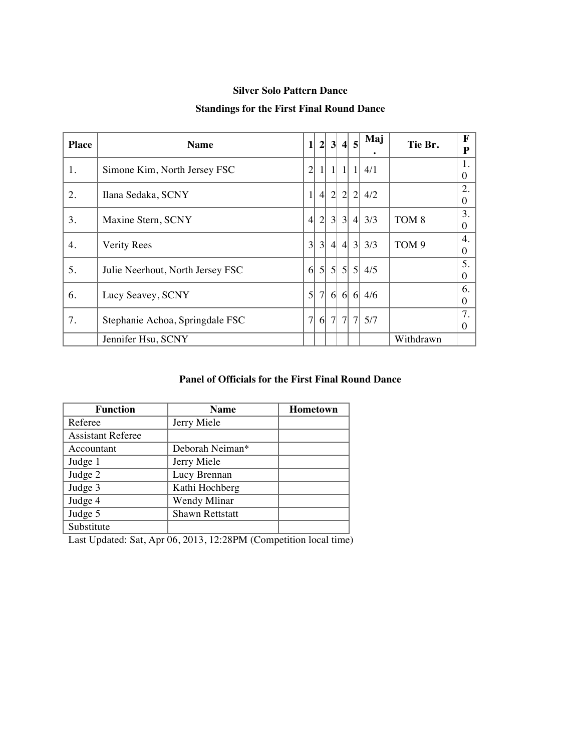**Silver Solo Pattern Dance**

**Standings for the First Final Round Dance**

| Place | Name | 1 | 2 | 3 | 4 | 5 | Maj. | Tie Br. | FP |
|---|---|---|---|---|---|---|---|---|---|
| 1. | Simone Kim, North Jersey FSC | 2 | 1 | 1 | 1 | 1 | 4/1 | | 1.0 |
| 2. | Ilana Sedaka, SCNY | 1 | 4 | 2 | 2 | 2 | 4/2 | | 2.0 |
| 3. | Maxine Stern, SCNY | 4 | 2 | 3 | 3 | 4 | 3/3 | TOM 8 | 3.0 |
| 4. | Verity Rees | 3 | 3 | 4 | 4 | 3 | 3/3 | TOM 9 | 4.0 |
| 5. | Julie Neerhout, North Jersey FSC | 6 | 5 | 5 | 5 | 5 | 4/5 | | 5.0 |
| 6. | Lucy Seavey, SCNY | 5 | 7 | 6 | 6 | 6 | 4/6 | | 6.0 |
| 7. | Stephanie Achoa, Springdale FSC | 7 | 6 | 7 | 7 | 7 | 5/7 | | 7.0 |
| | Jennifer Hsu, SCNY | | | | | | | Withdrawn | |

**Panel of Officials for the First Final Round Dance**

| Function | Name | Hometown |
|---|---|---|
| Referee | Jerry Miele | |
| Assistant Referee | | |
| Accountant | Deborah Neiman* | |
| Judge 1 | Jerry Miele | |
| Judge 2 | Lucy Brennan | |
| Judge 3 | Kathi Hochberg | |
| Judge 4 | Wendy Mlinar | |
| Judge 5 | Shawn Rettstatt | |
| Substitute | | |

Last Updated: Sat, Apr 06, 2013, 12:28PM (Competition local time)